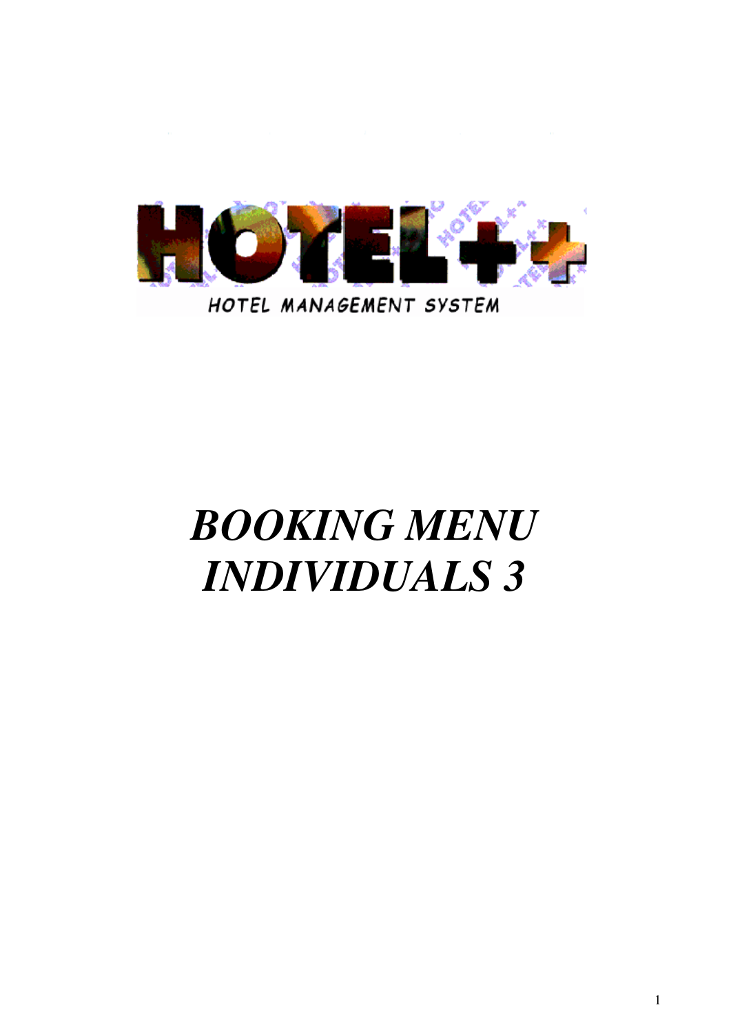HOTEL++

HOTEL MANAGEMENT SYSTEM

# *BOOKING MENU INDIVIDUALS 3*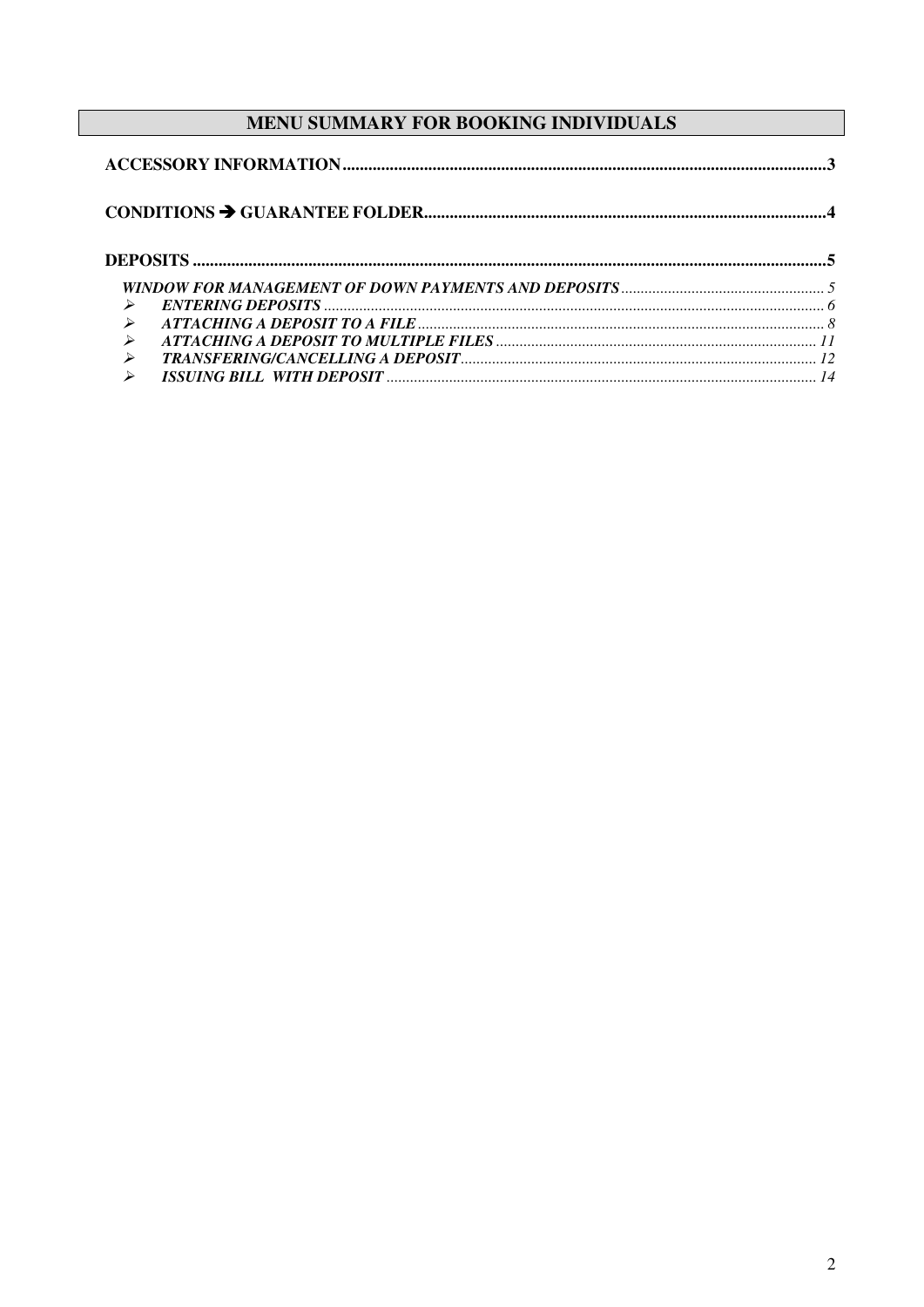# MENU SUMMARY FOR BOOKING INDIVIDUALS

**ACCESSORY INFORMATION**.................................................................................................................3

**CONDITIONS ➔ GUARANTEE FOLDER**..............................................................................................4

**DEPOSITS**...................................................................................................................................................5

- ***WINDOW FOR MANAGEMENT OF DOWN PAYMENTS AND DEPOSITS***.................................................... 5
  - ➢ ***ENTERING DEPOSITS*** ............................................................................................................... 6
  - ➢ ***ATTACHING A DEPOSIT TO A FILE*** ........................................................................................ 8
  - ➢ ***ATTACHING A DEPOSIT TO MULTIPLE FILES*** .................................................................. 11
  - ➢ ***TRANSFERING/CANCELLING A DEPOSIT***........................................................................... 12
  - ➢ ***ISSUING BILL  WITH DEPOSIT*** ............................................................................................ 14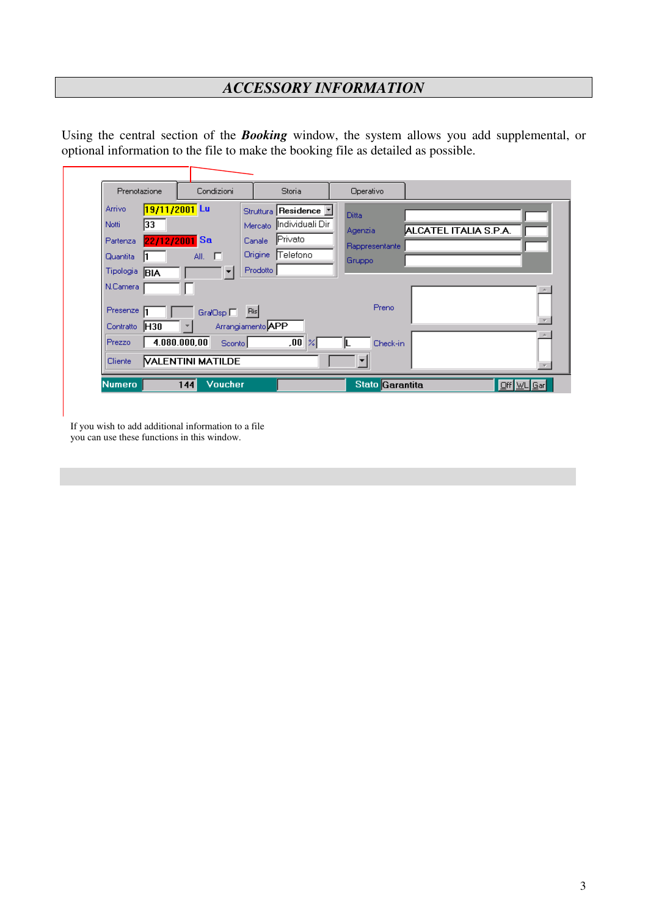# *ACCESSORY INFORMATION*

Using the central section of the ***Booking*** window, the system allows you add supplemental, or optional information to the file to make the booking file as detailed as possible.

If you wish to add additional information to a file you can use these functions in this window.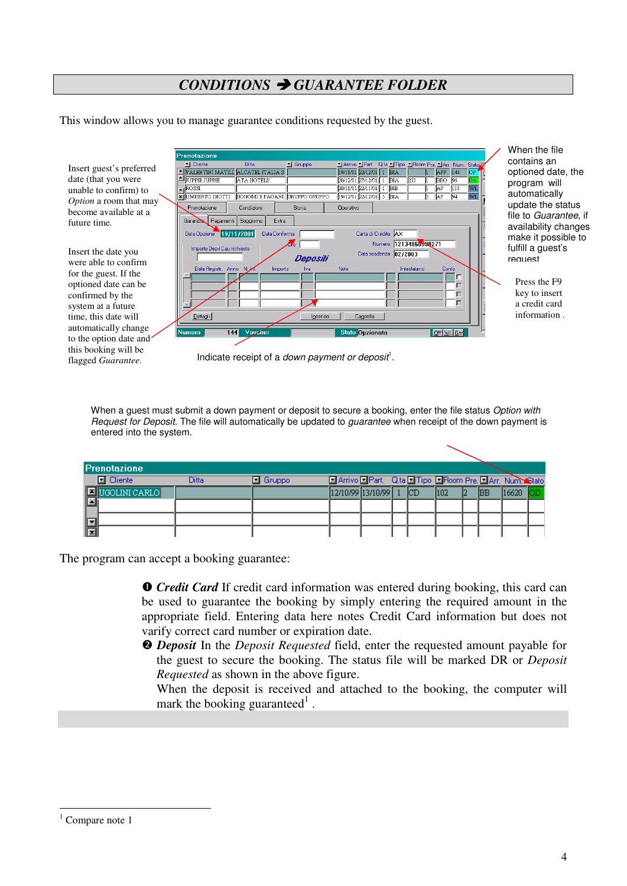# CONDITIONS ➔ GUARANTEE FOLDER

This window allows you to manage guarantee conditions requested by the guest.

Insert guest's preferred date (that you were unable to confirm) to *Option* a room that may become available at a future time.

Insert the date you were able to confirm for the guest. If the optioned date can be confirmed by the system at a future time, this date will automatically change to the option date and this booking will be flagged *Guarantee*.

When the file contains an optioned date, the program will automatically update the status file to *Guarantee*, if availability changes make it possible to fulfill a guest's request

Press the F9 key to insert a credit card information .

Indicate receipt of a *down payment or deposit*[1].

When a guest must submit a down payment or deposit to secure a booking, enter the file status *Option with Request for Deposit*. The file will automatically be updated to *guarantee* when receipt of the down payment is entered into the system.

The program can accept a booking guarantee:

❶ ***Credit Card*** If credit card information was entered during booking, this card can be used to guarantee the booking by simply entering the required amount in the appropriate field. Entering data here notes Credit Card information but does not verify correct card number or expiration date.

❷ ***Deposit*** In the *Deposit Requested* field, enter the requested amount payable for the guest to secure the booking. The status file will be marked DR or *Deposit Requested* as shown in the above figure.
When the deposit is received and attached to the booking, the computer will mark the booking guaranteed[1] .

[1] Compare note 1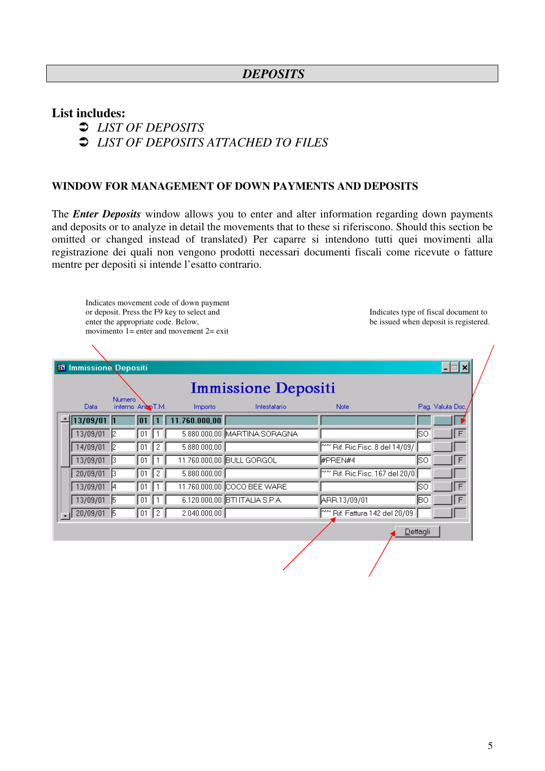# *DEPOSITS*

**List includes:**

- *LIST OF DEPOSITS*
- *LIST OF DEPOSITS ATTACHED TO FILES*

## WINDOW FOR MANAGEMENT OF DOWN PAYMENTS AND DEPOSITS

The ***Enter Deposits*** window allows you to enter and alter information regarding down payments and deposits or to analyze in detail the movements that to these si riferiscono. Should this section be omitted or changed instead of translated) Per caparre si intendono tutti quei movimenti alla registrazione dei quali non vengono prodotti necessari documenti fiscali come ricevute o fatture mentre per depositi si intende l'esatto contrario.

Indicates movement code of down payment or deposit. Press the F9 key to select and enter the appropriate code. Below, movimento 1= enter and movement 2= exit

Indicates type of fiscal document to be issued when deposit is registered.

**Immissione Depositi**

| Data | Numero interno | Anno | T.M. | Importo | Intestatario | Note | Pag. | Valuta | Doc. |
|---|---|---|---|---|---|---|---|---|---|
| 13/09/01 | 1 | 01 | 1 | 11.760.000,00 | | | | | |
| 13/09/01 | 2 | 01 | 1 | 5.880.000,00 | MARTINA SORAGNA | | SO | | F |
| 14/09/01 | 2 | 01 | 2 | 5.880.000,00 | | ~~ Rif. Ric.Fisc. 8 del 14/09/ | | | |
| 13/09/01 | 3 | 01 | 1 | 11.760.000,00 | BULL GORGOL | #PREN#4 | SO | | F |
| 20/09/01 | 3 | 01 | 2 | 5.880.000,00 | | ~~ Rif. Ric.Fisc. 167 del 20/0 | | | |
| 13/09/01 | 4 | 01 | 1 | 11.760.000,00 | COCO BEE WARE | | SO | | F |
| 13/09/01 | 5 | 01 | 1 | 6.120.000,00 | BTI ITALIA S.P.A. | ARR.13/09/01 | BO | | F |
| 20/09/01 | 5 | 01 | 2 | 2.040.000,00 | | ~~ Rif. Fattura 142 del 20/09 | | | |

Dettagli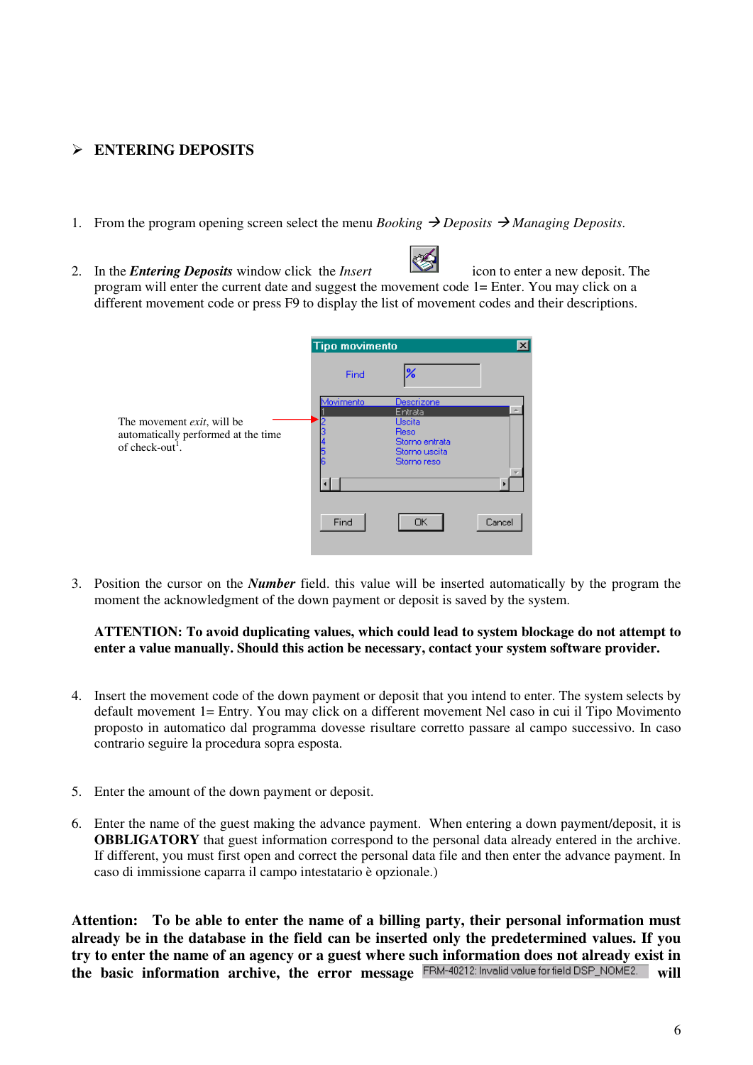## ➢ ENTERING DEPOSITS

1. From the program opening screen select the menu *Booking* → *Deposits* → *Managing Deposits*.

2. In the ***Entering Deposits*** window click the *Insert* icon to enter a new deposit. The program will enter the current date and suggest the movement code 1= Enter. You may click on a different movement code or press F9 to display the list of movement codes and their descriptions.

The movement *exit*, will be automatically performed at the time of check-out[1].

| Movimento | Descrizone |
|---|---|
| 1 | Entrata |
| 2 | Uscita |
| 3 | Reso |
| 4 | Storno entrata |
| 5 | Storno uscita |
| 6 | Storno reso |

3. Position the cursor on the ***Number*** field. this value will be inserted automatically by the program the moment the acknowledgment of the down payment or deposit is saved by the system.

   **ATTENTION: To avoid duplicating values, which could lead to system blockage do not attempt to enter a value manually. Should this action be necessary, contact your system software provider.**

4. Insert the movement code of the down payment or deposit that you intend to enter. The system selects by default movement 1= Entry. You may click on a different movement Nel caso in cui il Tipo Movimento proposto in automatico dal programma dovesse risultare corretto passare al campo successivo. In caso contrario seguire la procedura sopra esposta.

5. Enter the amount of the down payment or deposit.

6. Enter the name of the guest making the advance payment. When entering a down payment/deposit, it is **OBBLIGATORY** that guest information correspond to the personal data already entered in the archive. If different, you must first open and correct the personal data file and then enter the advance payment. In caso di immissione caparra il campo intestatario è opzionale.)

**Attention: To be able to enter the name of a billing party, their personal information must already be in the database in the field can be inserted only the predetermined values. If you try to enter the name of an agency or a guest where such information does not already exist in the basic information archive, the error message** FRM-40212: Invalid value for field DSP_NOME2. **will**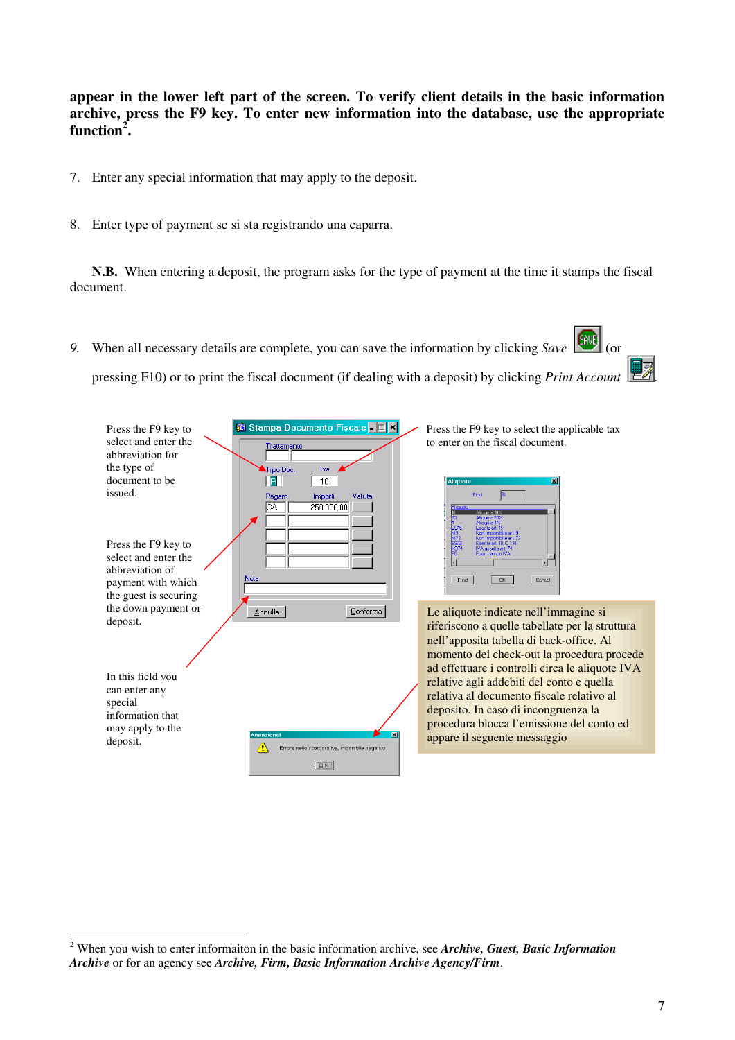**appear in the lower left part of the screen. To verify client details in the basic information archive, press the F9 key. To enter new information into the database, use the appropriate function[2].**

7. Enter any special information that may apply to the deposit.

8. Enter type of payment se si sta registrando una caparra.

**N.B.** When entering a deposit, the program asks for the type of payment at the time it stamps the fiscal document.

*9.* When all necessary details are complete, you can save the information by clicking *Save* (or pressing F10) or to print the fiscal document (if dealing with a deposit) by clicking *Print Account*.

Press the F9 key to select and enter the abbreviation for the type of document to be issued.

Press the F9 key to select and enter the abbreviation of payment with which the guest is securing the down payment or deposit.

In this field you can enter any special information that may apply to the deposit.

Press the F9 key to select the applicable tax to enter on the fiscal document.

Le aliquote indicate nell'immagine si riferiscono a quelle tabellate per la struttura nell'apposita tabella di back-office. Al momento del check-out la procedura procede ad effettuare i controlli circa le aliquote IVA relative agli addebiti del conto e quella relativa al documento fiscale relativo al deposito. In caso di incongruenza la procedura blocca l'emissione del conto ed appare il seguente messaggio

---

[2] When you wish to enter informaiton in the basic information archive, see ***Archive, Guest, Basic Information Archive*** or for an agency see ***Archive, Firm, Basic Information Archive Agency/Firm***.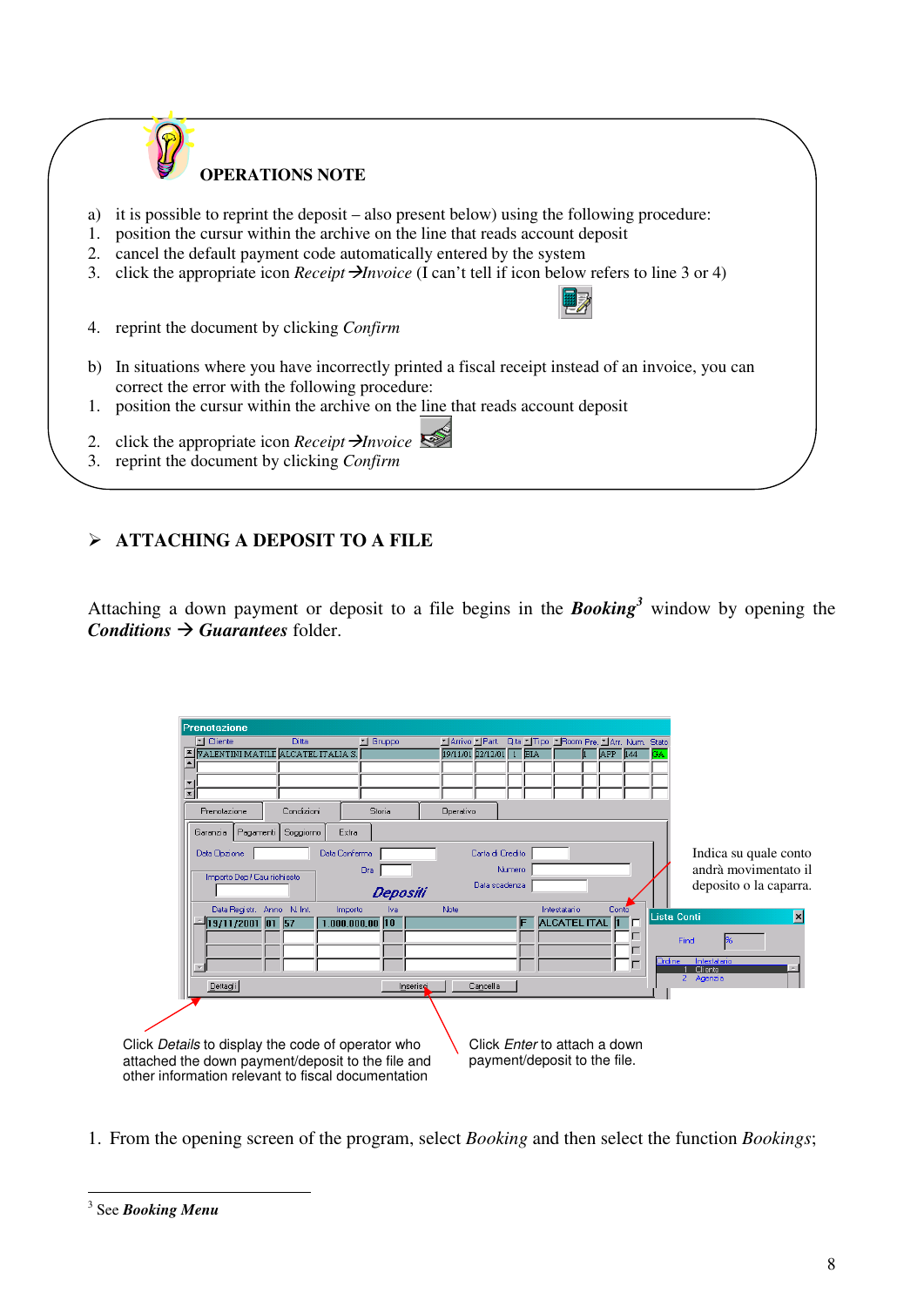**OPERATIONS NOTE**

a) it is possible to reprint the deposit – also present below) using the following procedure:
1. position the cursur within the archive on the line that reads account deposit
2. cancel the default payment code automatically entered by the system
3. click the appropriate icon *Receipt →Invoice* (I can't tell if icon below refers to line 3 or 4)
4. reprint the document by clicking *Confirm*

b) In situations where you have incorrectly printed a fiscal receipt instead of an invoice, you can correct the error with the following procedure:
1. position the cursur within the archive on the line that reads account deposit
2. click the appropriate icon *Receipt →Invoice*
3. reprint the document by clicking *Confirm*

## ➢ ATTACHING A DEPOSIT TO A FILE

Attaching a down payment or deposit to a file begins in the ***Booking***[3] window by opening the ***Conditions → Guarantees*** folder.

Indica su quale conto andrà movimentato il deposito o la caparra.

Click *Details* to display the code of operator who attached the down payment/deposit to the file and other information relevant to fiscal documentation

Click *Enter* to attach a down payment/deposit to the file.

1. From the opening screen of the program, select *Booking* and then select the function *Bookings*;

---

[3] See ***Booking Menu***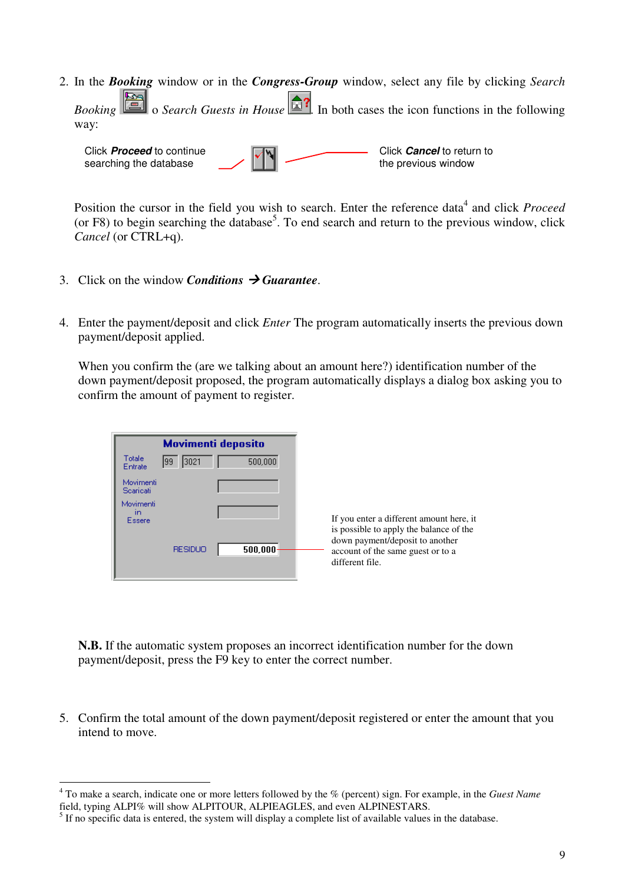2. In the ***Booking*** window or in the ***Congress-Group*** window, select any file by clicking *Search Booking* o *Search Guests in House*. In both cases the icon functions in the following way:

   Click ***Proceed*** to continue searching the database — Click ***Cancel*** to return to the previous window

   Position the cursor in the field you wish to search. Enter the reference data[4] and click *Proceed* (or F8) to begin searching the database[5]. To end search and return to the previous window, click *Cancel* (or CTRL+q).

3. Click on the window ***Conditions*** → ***Guarantee***.

4. Enter the payment/deposit and click *Enter* The program automatically inserts the previous down payment/deposit applied.

   When you confirm the (are we talking about an amount here?) identification number of the down payment/deposit proposed, the program automatically displays a dialog box asking you to confirm the amount of payment to register.

   **Movimenti deposito**

   | | | | |
   |---|---|---|---|
   | Totale Entrate | 99 | 3021 | 500,000 |
   | Movimenti Scaricati | | | |
   | Movimenti in Essere | | | |
   | | | RESIDUO | 500,000 |

   If you enter a different amount here, it is possible to apply the balance of the down payment/deposit to another account of the same guest or to a different file.

   **N.B.** If the automatic system proposes an incorrect identification number for the down payment/deposit, press the F9 key to enter the correct number.

5. Confirm the total amount of the down payment/deposit registered or enter the amount that you intend to move.

---

[4] To make a search, indicate one or more letters followed by the % (percent) sign. For example, in the *Guest Name* field, typing ALPI% will show ALPITOUR, ALPIEAGLES, and even ALPINESTARS.

[5] If no specific data is entered, the system will display a complete list of available values in the database.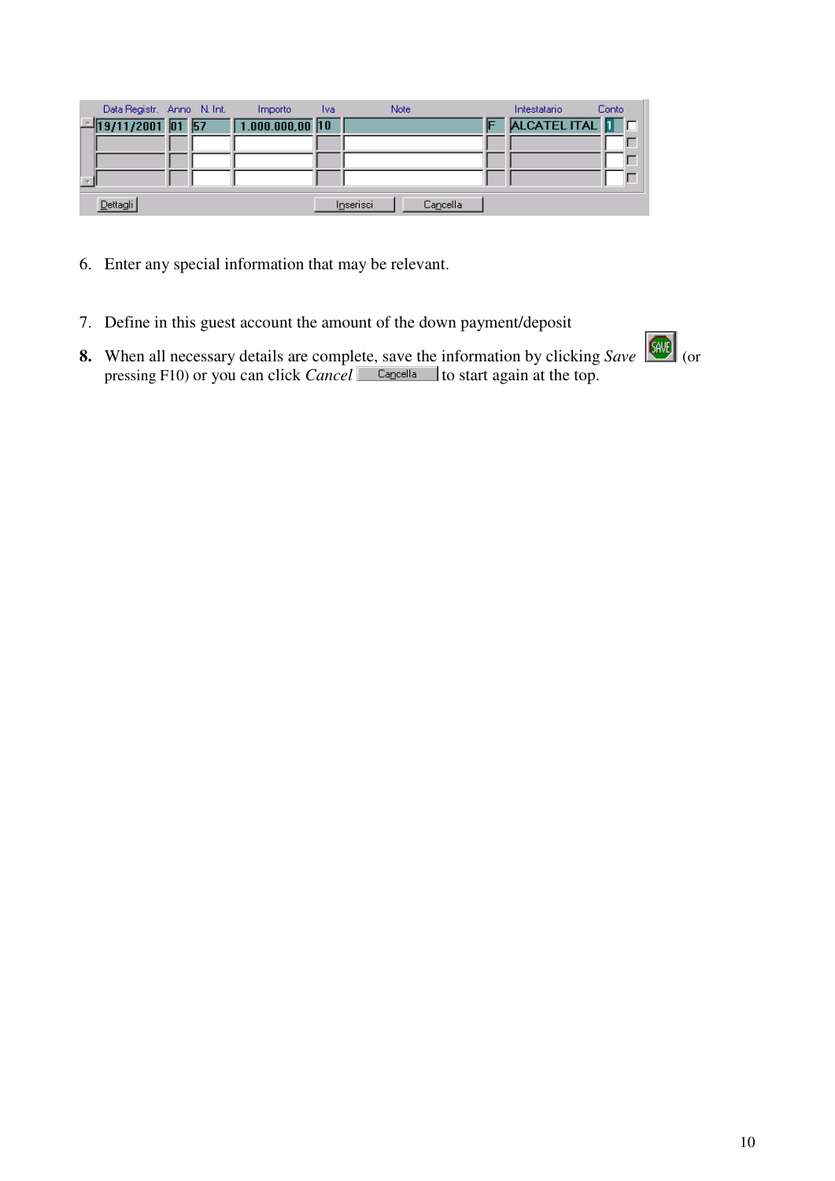| Data Registr. | Anno | N. Int. | Importo | Iva | Note | | Intestatario | Conto |
|---|---|---|---|---|---|---|---|---|
| 19/11/2001 | 01 | 57 | 1.000.000,00 | 10 | | F | ALCATEL ITAL | 1 |

Dettagli Inserisci Cancella

6. Enter any special information that may be relevant.

7. Define in this guest account the amount of the down payment/deposit

8. When all necessary details are complete, save the information by clicking *Save* (or pressing F10) or you can click *Cancel* Cancella to start again at the top.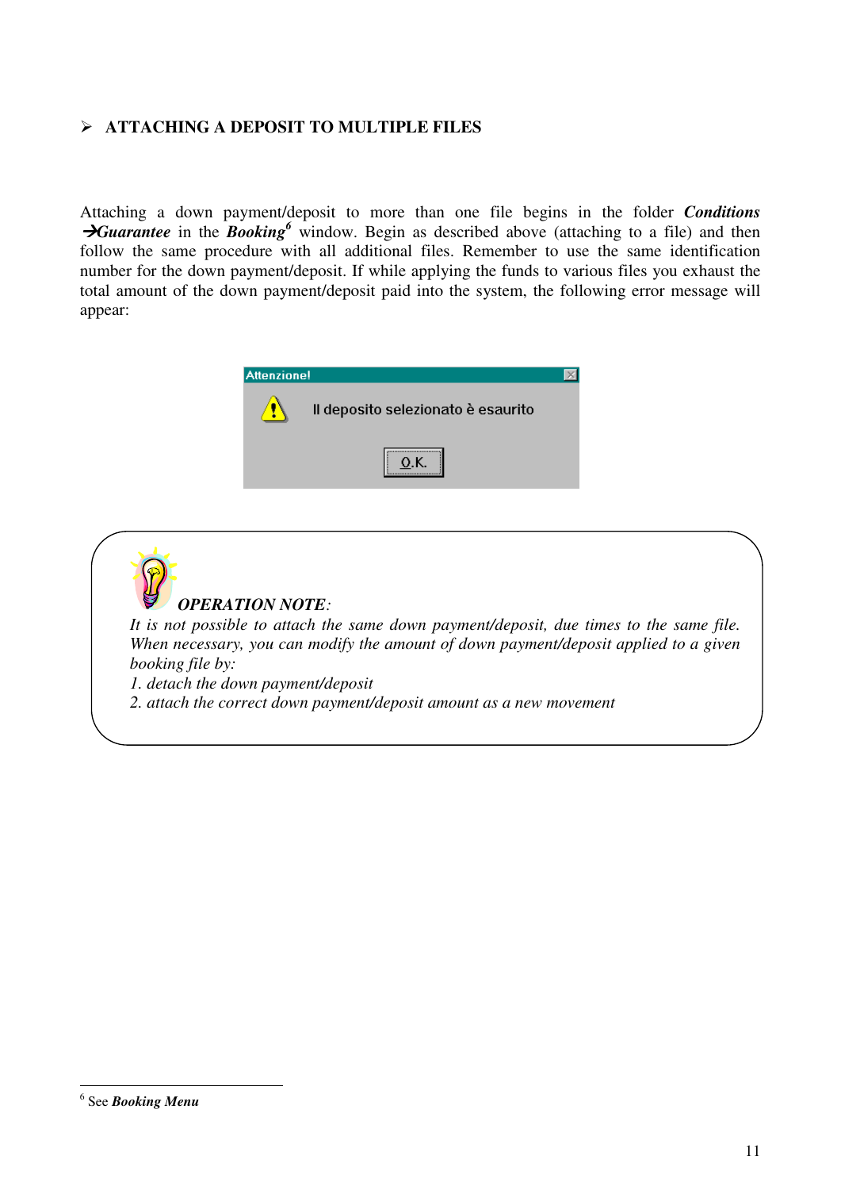## ➢ ATTACHING A DEPOSIT TO MULTIPLE FILES

Attaching a down payment/deposit to more than one file begins in the folder ***Conditions →Guarantee*** in the ***Booking***[6] window. Begin as described above (attaching to a file) and then follow the same procedure with all additional files. Remember to use the same identification number for the down payment/deposit. If while applying the funds to various files you exhaust the total amount of the down payment/deposit paid into the system, the following error message will appear:

Attenzione!

Il deposito selezionato è esaurito

O.K.

***OPERATION NOTE****:*

*It is not possible to attach the same down payment/deposit, due times to the same file. When necessary, you can modify the amount of down payment/deposit applied to a given booking file by:*

*1. detach the down payment/deposit*

*2. attach the correct down payment/deposit amount as a new movement*

---

[6] See ***Booking Menu***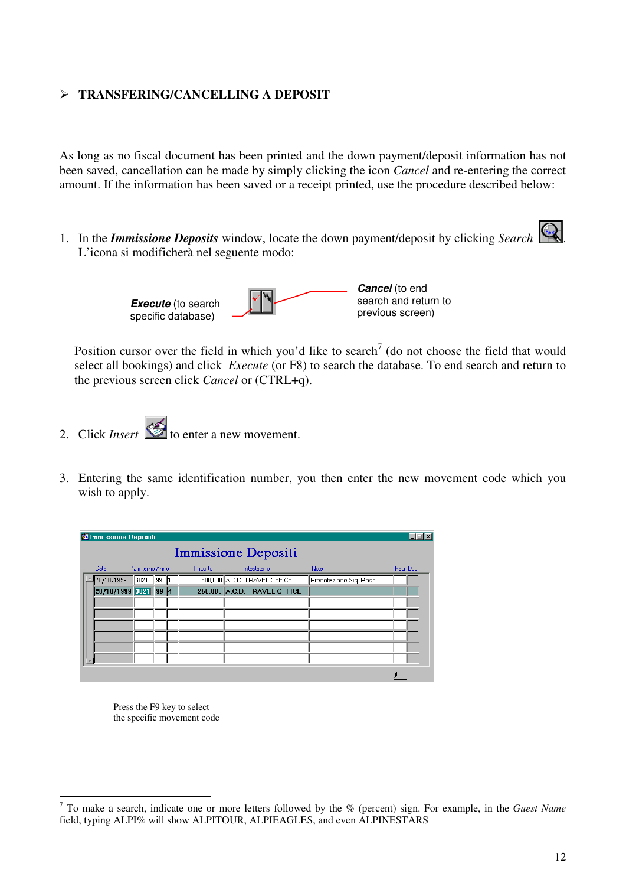## ➢ TRANSFERING/CANCELLING A DEPOSIT

As long as no fiscal document has been printed and the down payment/deposit information has not been saved, cancellation can be made by simply clicking the icon *Cancel* and re-entering the correct amount. If the information has been saved or a receipt printed, use the procedure described below:

1. In the ***Immissione Deposits*** window, locate the down payment/deposit by clicking *Search* . L'icona si modificherà nel seguente modo:

   ***Execute*** (to search specific database)

   ***Cancel*** (to end search and return to previous screen)

   Position cursor over the field in which you'd like to search[7] (do not choose the field that would select all bookings) and click *Execute* (or F8) to search the database. To end search and return to the previous screen click *Cancel* or (CTRL+q).

2. Click *Insert* to enter a new movement.

3. Entering the same identification number, you then enter the new movement code which you wish to apply.

Immissione Depositi

| Data | N. interno | Anno | | Importo | Intestatario | Note | Pag. | Doc. |
|---|---|---|---|---|---|---|---|---|
| 20/10/1999 | 3021 | 99 | 1 | 500,000 | A.C.D. TRAVEL OFFICE | Prenotazione Sig. Rossi | | |
| 20/10/1999 | 3021 | 99 | 4 | 250,000 | A.C.D. TRAVEL OFFICE | | | |

Press the F9 key to select the specific movement code

---

[7] To make a search, indicate one or more letters followed by the % (percent) sign. For example, in the *Guest Name* field, typing ALPI% will show ALPITOUR, ALPIEAGLES, and even ALPINESTARS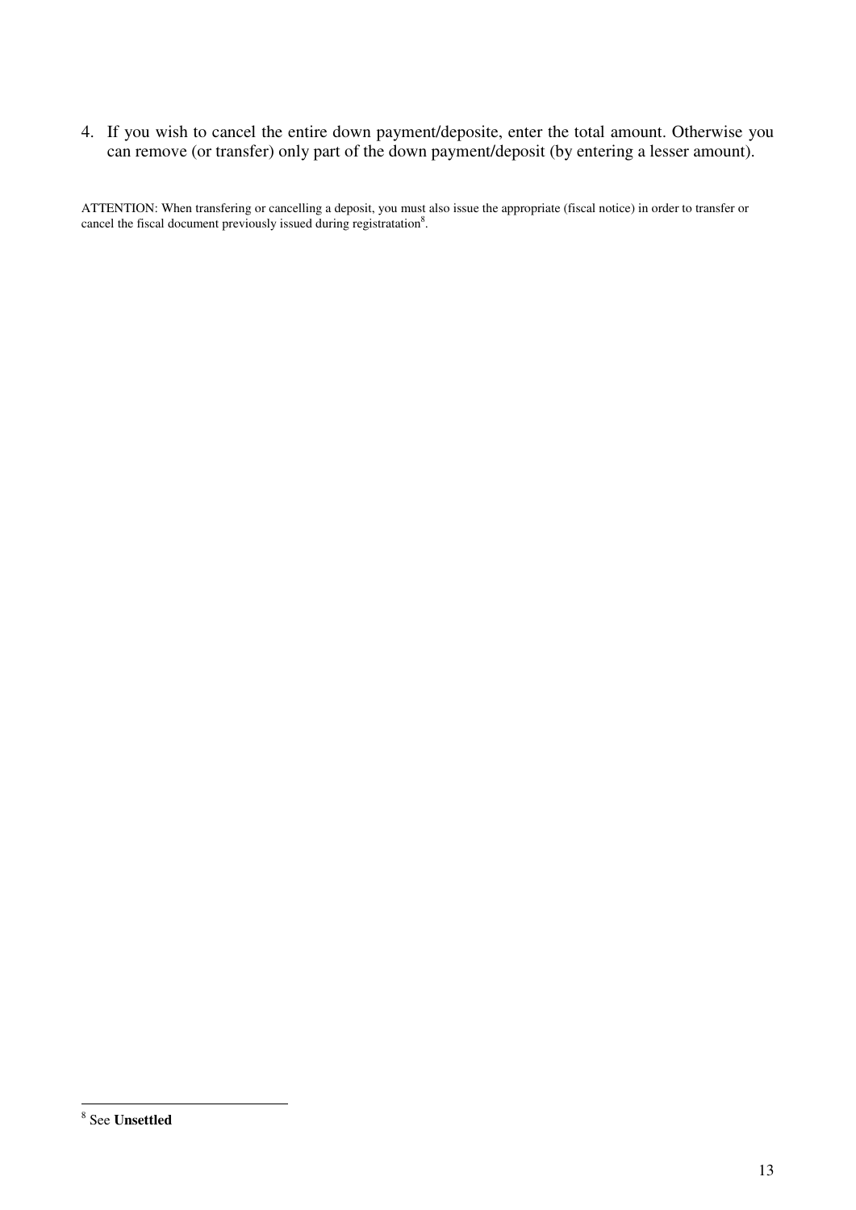4. If you wish to cancel the entire down payment/deposite, enter the total amount. Otherwise you can remove (or transfer) only part of the down payment/deposit (by entering a lesser amount).

ATTENTION: When transfering or cancelling a deposit, you must also issue the appropriate (fiscal notice) in order to transfer or cancel the fiscal document previously issued during registratation[8].

[8] See **Unsettled**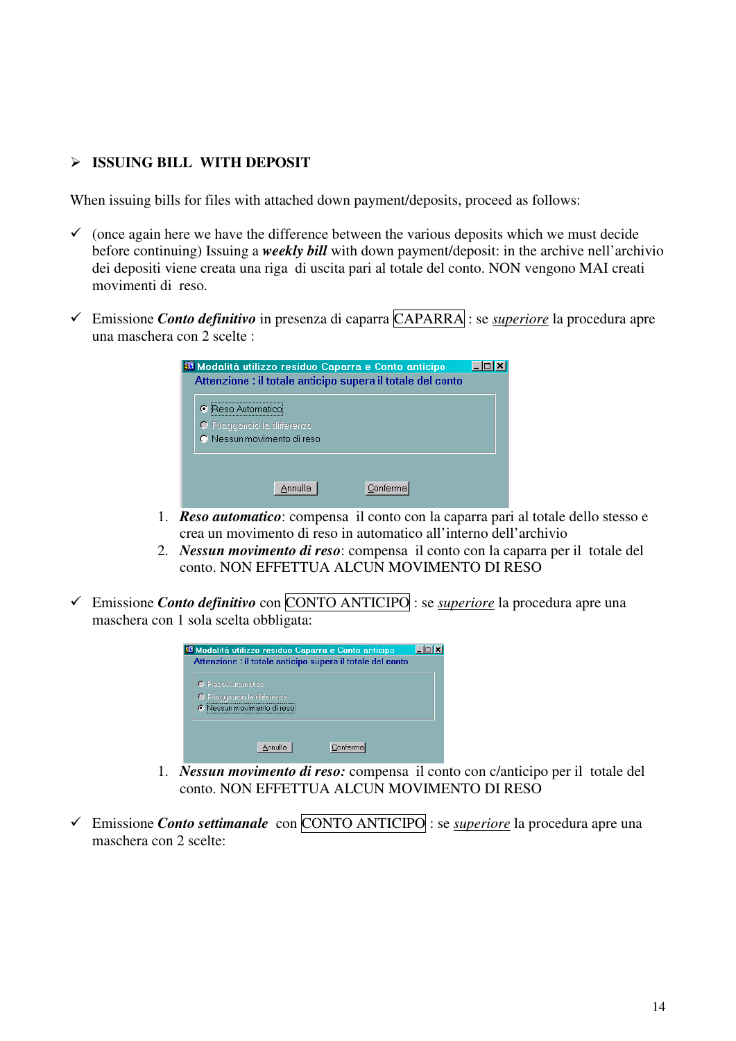## ISSUING BILL WITH DEPOSIT

When issuing bills for files with attached down payment/deposits, proceed as follows:

- ✓ (once again here we have the difference between the various deposits which we must decide before continuing) Issuing a ***weekly bill*** with down payment/deposit: in the archive nell'archivio dei depositi viene creata una riga di uscita pari al totale del conto. NON vengono MAI creati movimenti di reso.

- ✓ Emissione ***Conto definitivo*** in presenza di caparra CAPARRA : se *superiore* la procedura apre una maschera con 2 scelte :

  1. ***Reso automatico***: compensa il conto con la caparra pari al totale dello stesso e crea un movimento di reso in automatico all'interno dell'archivio
  2. ***Nessun movimento di reso***: compensa il conto con la caparra per il totale del conto. NON EFFETTUA ALCUN MOVIMENTO DI RESO

- ✓ Emissione ***Conto definitivo*** con CONTO ANTICIPO : se *superiore* la procedura apre una maschera con 1 sola scelta obbligata:

  1. ***Nessun movimento di reso:*** compensa il conto con c/anticipo per il totale del conto. NON EFFETTUA ALCUN MOVIMENTO DI RESO

- ✓ Emissione ***Conto settimanale*** con CONTO ANTICIPO : se *superiore* la procedura apre una maschera con 2 scelte: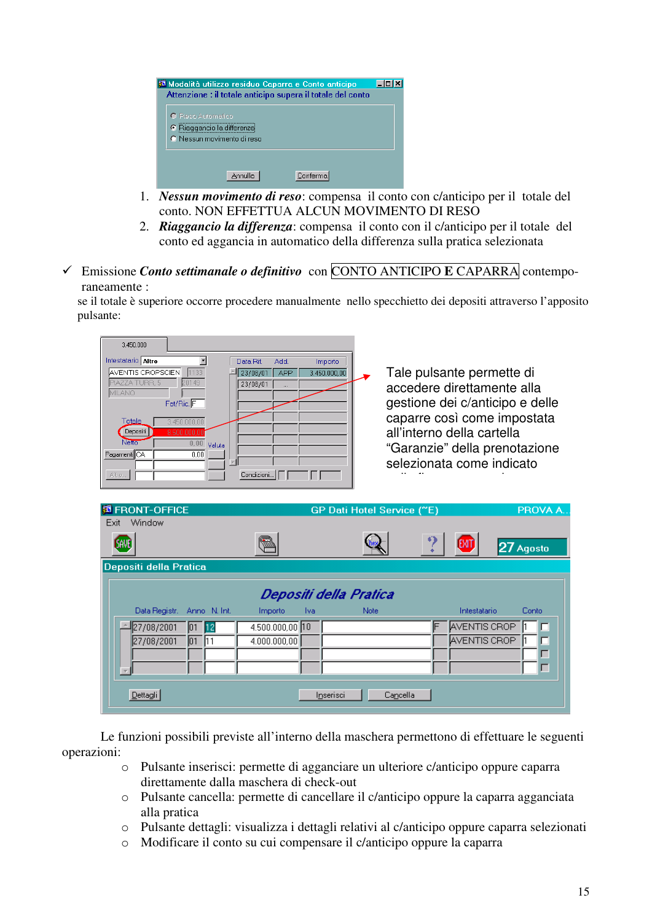1. ***Nessun movimento di reso***: compensa il conto con c/anticipo per il totale del conto. NON EFFETTUA ALCUN MOVIMENTO DI RESO
2. ***Riaggancio la differenza***: compensa il conto con il c/anticipo per il totale del conto ed aggancia in automatico della differenza sulla pratica selezionata

✓ Emissione ***Conto settimanale o definitivo*** con CONTO ANTICIPO **E** CAPARRA contemporaneamente :

se il totale è superiore occorre procedere manualmente nello specchietto dei depositi attraverso l'apposito pulsante:

Tale pulsante permette di accedere direttamente alla gestione dei c/anticipo e delle caparre così come impostata all'interno della cartella "Garanzie" della prenotazione selezionata come indicato

Le funzioni possibili previste all'interno della maschera permettono di effettuare le seguenti operazioni:

- Pulsante inserisci: permette di agganciare un ulteriore c/anticipo oppure caparra direttamente dalla maschera di check-out
- Pulsante cancella: permette di cancellare il c/anticipo oppure la caparra agganciata alla pratica
- Pulsante dettagli: visualizza i dettagli relativi al c/anticipo oppure caparra selezionati
- Modificare il conto su cui compensare il c/anticipo oppure la caparra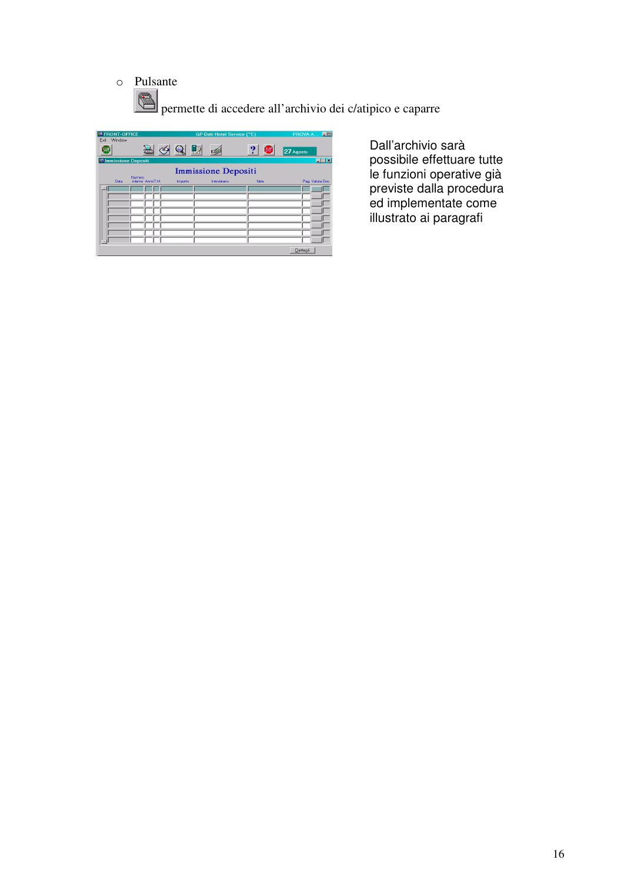- Pulsante

  permette di accedere all'archivio dei c/atipico e caparre

Dall'archivio sarà possibile effettuare tutte le funzioni operative già previste dalla procedura ed implementate come illustrato ai paragrafi